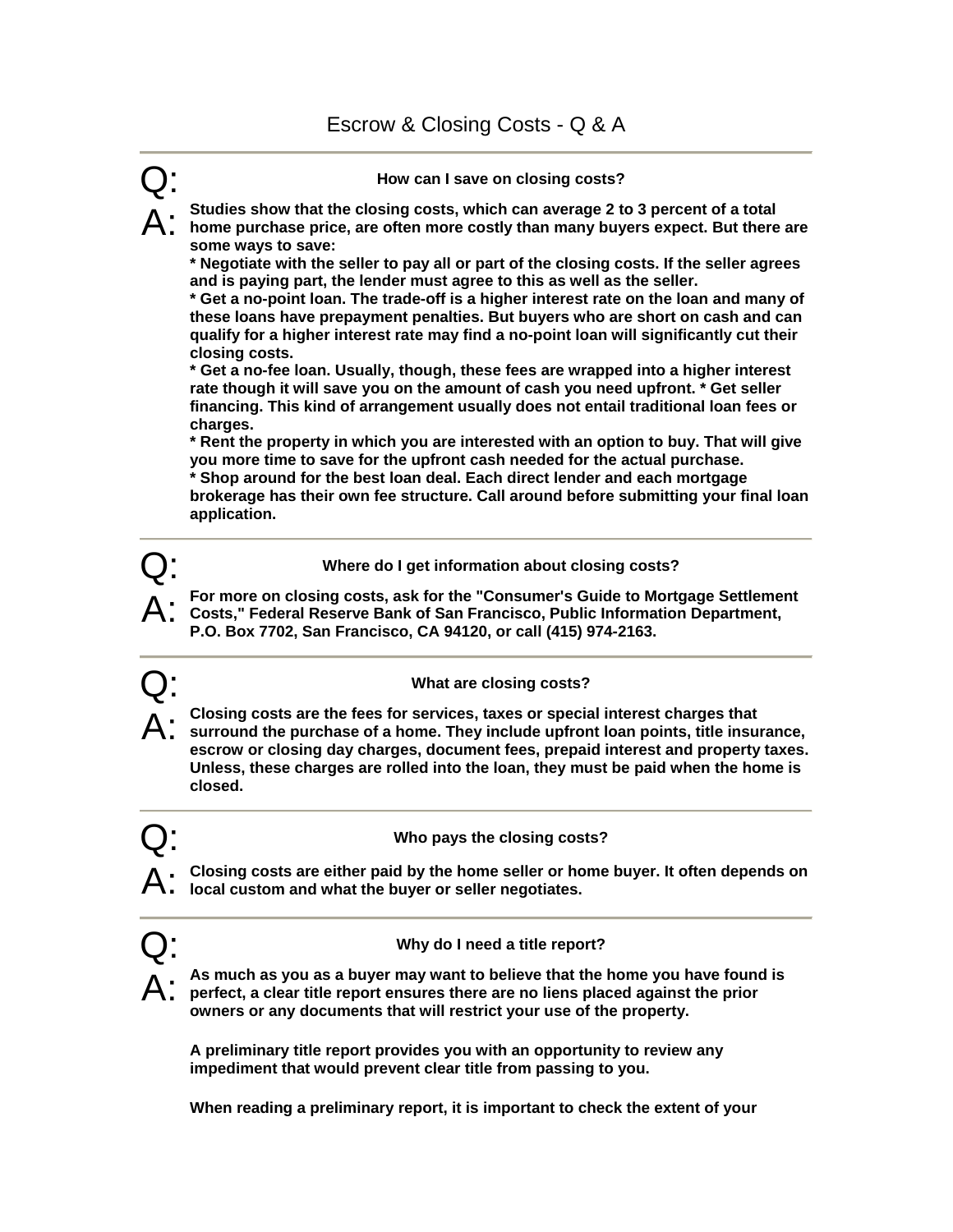# Escrow & Closing Costs - Q & A

---

**Q: How can I save on closing costs?**

**A:** Studies show that the closing costs, which can average 2 to 3 percent of a total home purchase price, are often more costly than many buyers expect. But there are some ways to save:

* Negotiate with the seller to pay all or part of the closing costs. If the seller agrees and is paying part, the lender must agree to this as well as the seller.
* Get a no-point loan. The trade-off is a higher interest rate on the loan and many of these loans have prepayment penalties. But buyers who are short on cash and can qualify for a higher interest rate may find a no-point loan will significantly cut their closing costs.
* Get a no-fee loan. Usually, though, these fees are wrapped into a higher interest rate though it will save you on the amount of cash you need upfront.
* Get seller financing. This kind of arrangement usually does not entail traditional loan fees or charges.
* Rent the property in which you are interested with an option to buy. That will give you more time to save for the upfront cash needed for the actual purchase.
* Shop around for the best loan deal. Each direct lender and each mortgage brokerage has their own fee structure. Call around before submitting your final loan application.

---

**Q: Where do I get information about closing costs?**

**A:** For more on closing costs, ask for the "Consumer's Guide to Mortgage Settlement Costs," Federal Reserve Bank of San Francisco, Public Information Department, P.O. Box 7702, San Francisco, CA 94120, or call (415) 974-2163.

---

**Q: What are closing costs?**

**A:** Closing costs are the fees for services, taxes or special interest charges that surround the purchase of a home. They include upfront loan points, title insurance, escrow or closing day charges, document fees, prepaid interest and property taxes. Unless, these charges are rolled into the loan, they must be paid when the home is closed.

---

**Q: Who pays the closing costs?**

**A:** Closing costs are either paid by the home seller or home buyer. It often depends on local custom and what the buyer or seller negotiates.

---

**Q: Why do I need a title report?**

**A:** As much as you as a buyer may want to believe that the home you have found is perfect, a clear title report ensures there are no liens placed against the prior owners or any documents that will restrict your use of the property.

A preliminary title report provides you with an opportunity to review any impediment that would prevent clear title from passing to you.

When reading a preliminary report, it is important to check the extent of your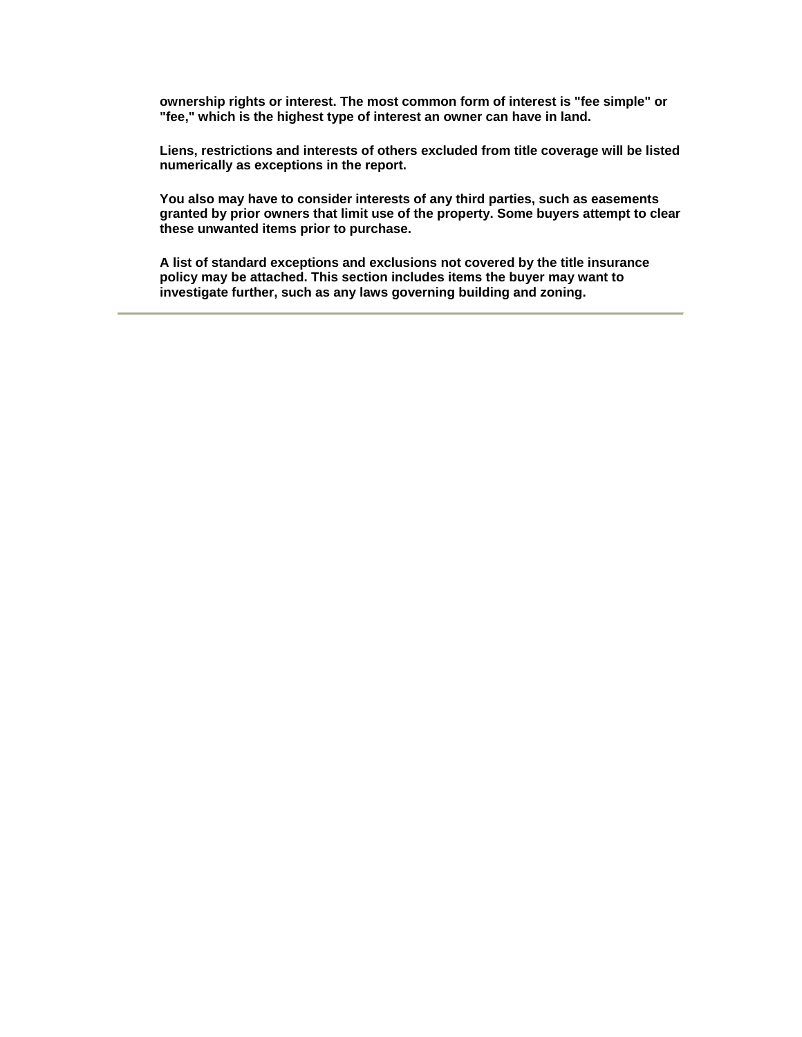**ownership rights or interest. The most common form of interest is "fee simple" or "fee," which is the highest type of interest an owner can have in land.**

**Liens, restrictions and interests of others excluded from title coverage will be listed numerically as exceptions in the report.**

**You also may have to consider interests of any third parties, such as easements granted by prior owners that limit use of the property. Some buyers attempt to clear these unwanted items prior to purchase.**

**A list of standard exceptions and exclusions not covered by the title insurance policy may be attached. This section includes items the buyer may want to investigate further, such as any laws governing building and zoning.**

---